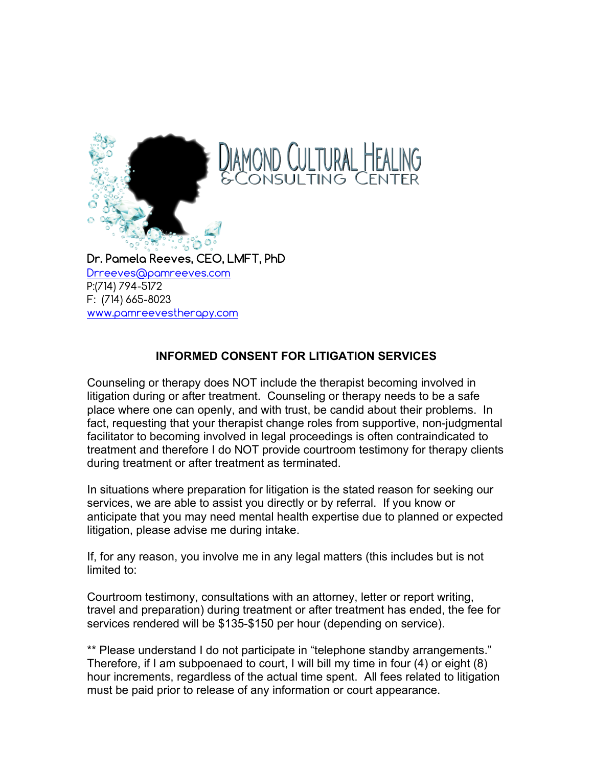DIAMOND CULTURAL HEALING & CONSULTING CENTER

**Dr. Pamela Reeves, CEO, LMFT, PhD**
Drreeves@pamreeves.com
P:(714) 794-5172
F: (714) 665-8023
www.pamreevestherapy.com

## INFORMED CONSENT FOR LITIGATION SERVICES

Counseling or therapy does NOT include the therapist becoming involved in litigation during or after treatment. Counseling or therapy needs to be a safe place where one can openly, and with trust, be candid about their problems. In fact, requesting that your therapist change roles from supportive, non-judgmental facilitator to becoming involved in legal proceedings is often contraindicated to treatment and therefore I do NOT provide courtroom testimony for therapy clients during treatment or after treatment as terminated.

In situations where preparation for litigation is the stated reason for seeking our services, we are able to assist you directly or by referral. If you know or anticipate that you may need mental health expertise due to planned or expected litigation, please advise me during intake.

If, for any reason, you involve me in any legal matters (this includes but is not limited to:

Courtroom testimony, consultations with an attorney, letter or report writing, travel and preparation) during treatment or after treatment has ended, the fee for services rendered will be $135-$150 per hour (depending on service).

** Please understand I do not participate in "telephone standby arrangements." Therefore, if I am subpoenaed to court, I will bill my time in four (4) or eight (8) hour increments, regardless of the actual time spent. All fees related to litigation must be paid prior to release of any information or court appearance.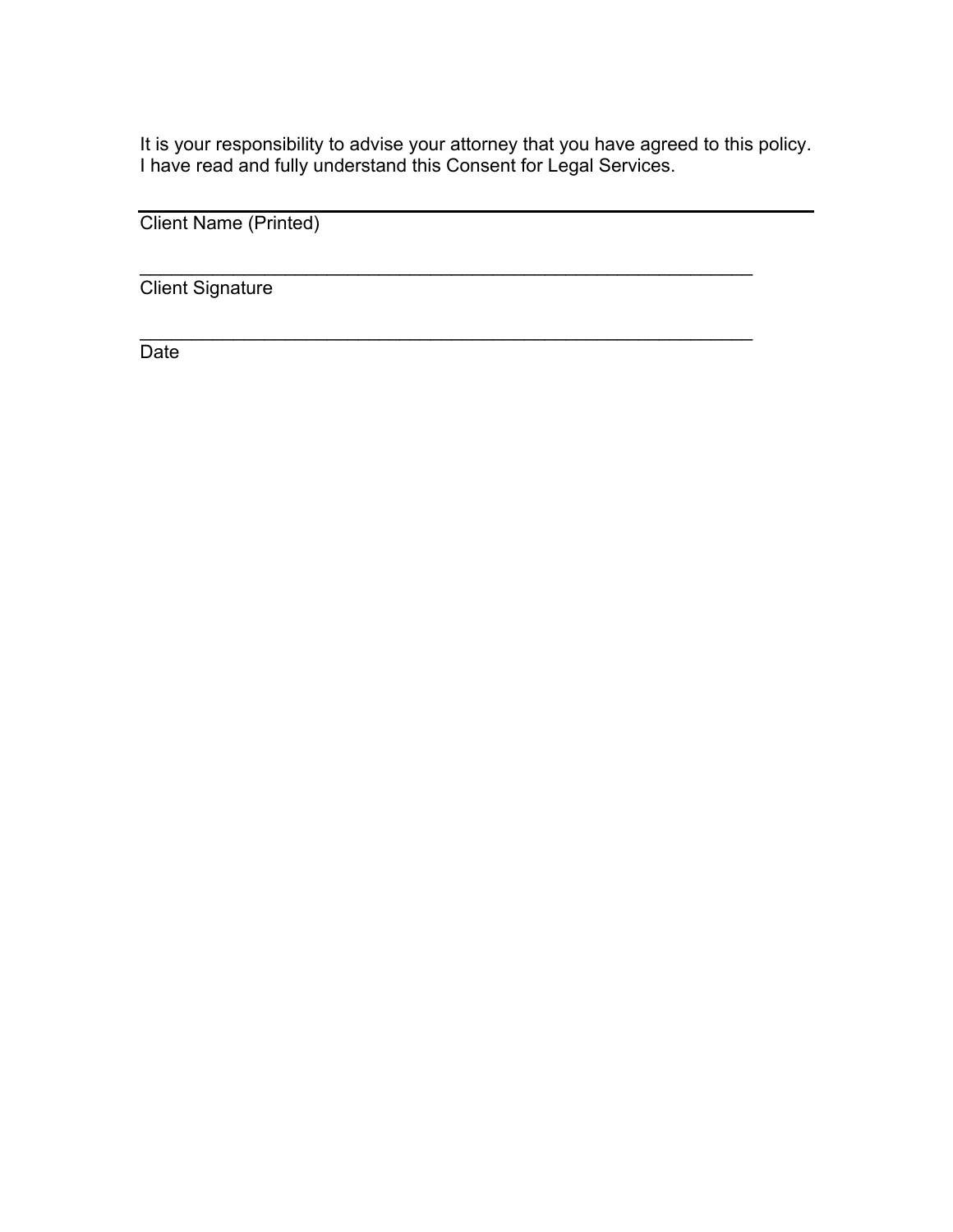It is your responsibility to advise your attorney that you have agreed to this policy.
I have read and fully understand this Consent for Legal Services.

______________________________________________________________
Client Name (Printed)

______________________________________________________________
Client Signature

______________________________________________________________
Date